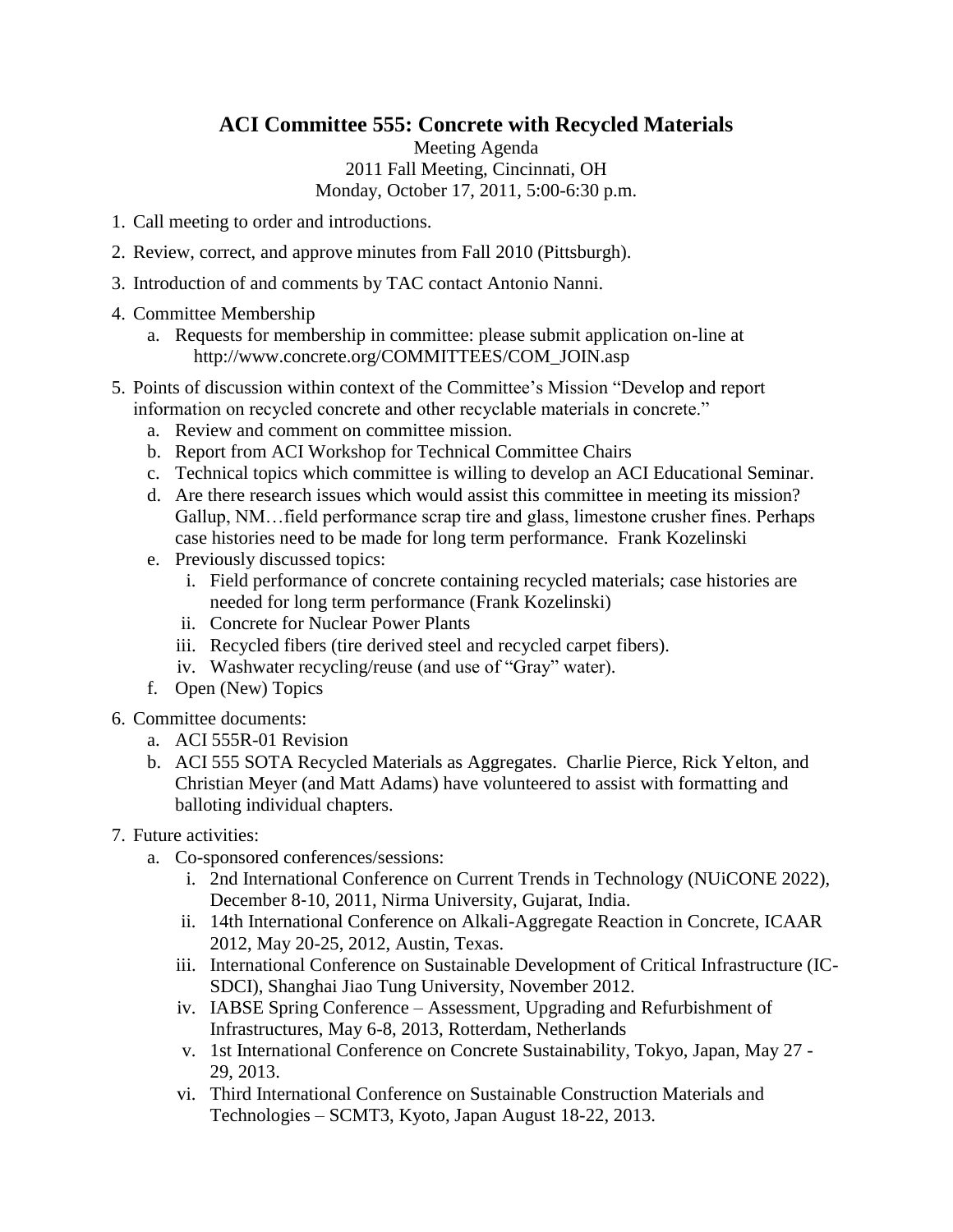# ACI Committee 555: Concrete with Recycled Materials

Meeting Agenda
2011 Fall Meeting, Cincinnati, OH
Monday, October 17, 2011, 5:00-6:30 p.m.

1. Call meeting to order and introductions.
2. Review, correct, and approve minutes from Fall 2010 (Pittsburgh).
3. Introduction of and comments by TAC contact Antonio Nanni.
4. Committee Membership
   a. Requests for membership in committee: please submit application on-line at http://www.concrete.org/COMMITTEES/COM_JOIN.asp
5. Points of discussion within context of the Committee's Mission "Develop and report information on recycled concrete and other recyclable materials in concrete."
   a. Review and comment on committee mission.
   b. Report from ACI Workshop for Technical Committee Chairs
   c. Technical topics which committee is willing to develop an ACI Educational Seminar.
   d. Are there research issues which would assist this committee in meeting its mission? Gallup, NM…field performance scrap tire and glass, limestone crusher fines. Perhaps case histories need to be made for long term performance. Frank Kozelinski
   e. Previously discussed topics:
      i. Field performance of concrete containing recycled materials; case histories are needed for long term performance (Frank Kozelinski)
      ii. Concrete for Nuclear Power Plants
      iii. Recycled fibers (tire derived steel and recycled carpet fibers).
      iv. Washwater recycling/reuse (and use of "Gray" water).
   f. Open (New) Topics
6. Committee documents:
   a. ACI 555R-01 Revision
   b. ACI 555 SOTA Recycled Materials as Aggregates. Charlie Pierce, Rick Yelton, and Christian Meyer (and Matt Adams) have volunteered to assist with formatting and balloting individual chapters.
7. Future activities:
   a. Co-sponsored conferences/sessions:
      i. 2nd International Conference on Current Trends in Technology (NUiCONE 2022), December 8-10, 2011, Nirma University, Gujarat, India.
      ii. 14th International Conference on Alkali-Aggregate Reaction in Concrete, ICAAR 2012, May 20-25, 2012, Austin, Texas.
      iii. International Conference on Sustainable Development of Critical Infrastructure (IC-SDCI), Shanghai Jiao Tung University, November 2012.
      iv. IABSE Spring Conference – Assessment, Upgrading and Refurbishment of Infrastructures, May 6-8, 2013, Rotterdam, Netherlands
      v. 1st International Conference on Concrete Sustainability, Tokyo, Japan, May 27 - 29, 2013.
      vi. Third International Conference on Sustainable Construction Materials and Technologies – SCMT3, Kyoto, Japan August 18-22, 2013.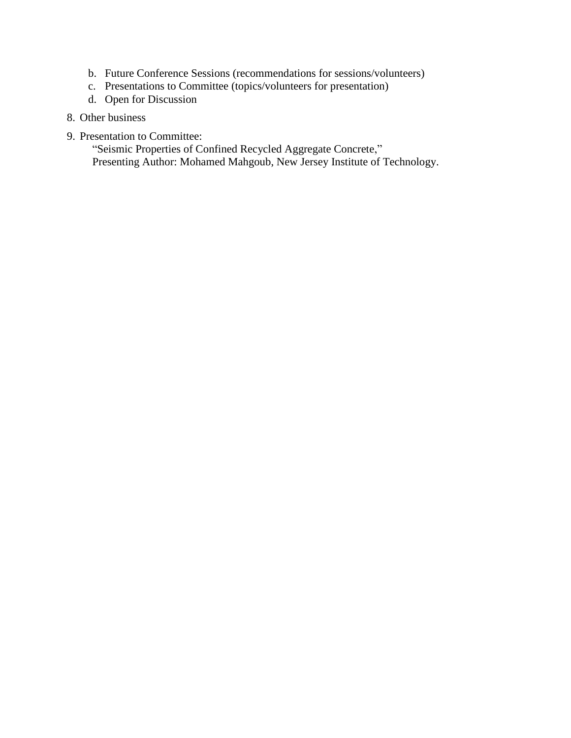b. Future Conference Sessions (recommendations for sessions/volunteers)
   c. Presentations to Committee (topics/volunteers for presentation)
   d. Open for Discussion

8. Other business

9. Presentation to Committee:
   "Seismic Properties of Confined Recycled Aggregate Concrete,"
   Presenting Author: Mohamed Mahgoub, New Jersey Institute of Technology.